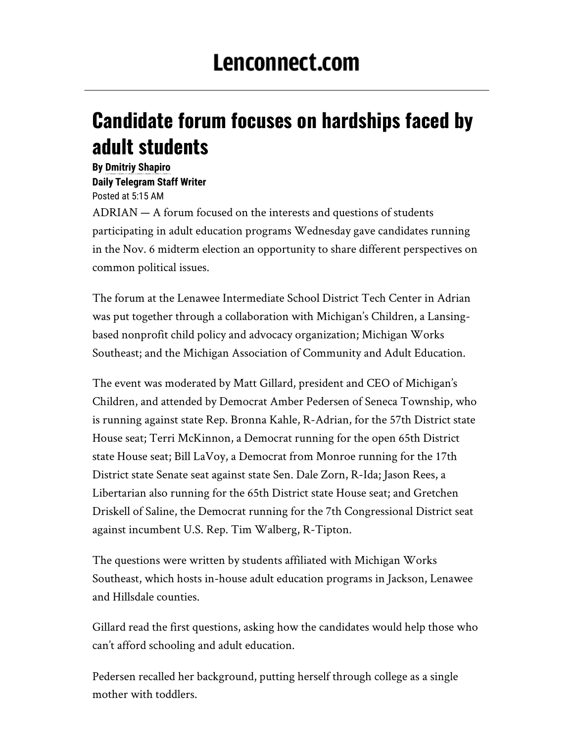# Lenconnect.com

## Candidate forum focuses on hardships faced by adult students

**By Dmitriy Shapiro**
**Daily Telegram Staff Writer**
Posted at 5:15 AM

ADRIAN — A forum focused on the interests and questions of students participating in adult education programs Wednesday gave candidates running in the Nov. 6 midterm election an opportunity to share different perspectives on common political issues.

The forum at the Lenawee Intermediate School District Tech Center in Adrian was put together through a collaboration with Michigan's Children, a Lansing-based nonprofit child policy and advocacy organization; Michigan Works Southeast; and the Michigan Association of Community and Adult Education.

The event was moderated by Matt Gillard, president and CEO of Michigan's Children, and attended by Democrat Amber Pedersen of Seneca Township, who is running against state Rep. Bronna Kahle, R-Adrian, for the 57th District state House seat; Terri McKinnon, a Democrat running for the open 65th District state House seat; Bill LaVoy, a Democrat from Monroe running for the 17th District state Senate seat against state Sen. Dale Zorn, R-Ida; Jason Rees, a Libertarian also running for the 65th District state House seat; and Gretchen Driskell of Saline, the Democrat running for the 7th Congressional District seat against incumbent U.S. Rep. Tim Walberg, R-Tipton.

The questions were written by students affiliated with Michigan Works Southeast, which hosts in-house adult education programs in Jackson, Lenawee and Hillsdale counties.

Gillard read the first questions, asking how the candidates would help those who can't afford schooling and adult education.

Pedersen recalled her background, putting herself through college as a single mother with toddlers.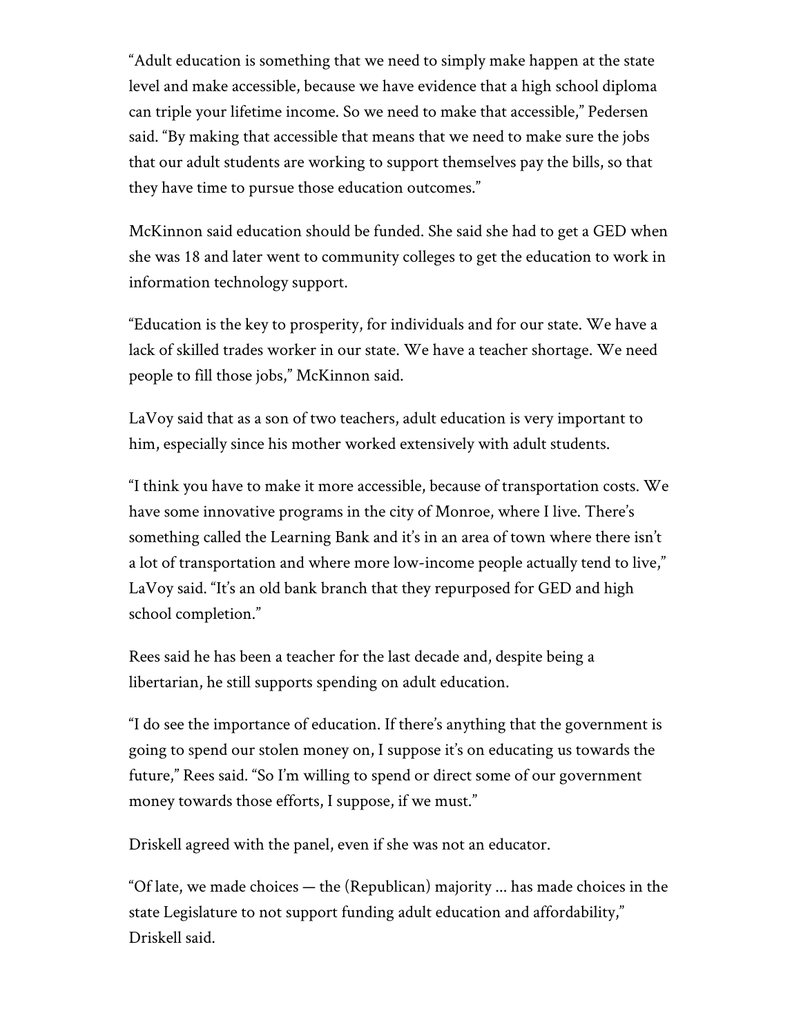"Adult education is something that we need to simply make happen at the state level and make accessible, because we have evidence that a high school diploma can triple your lifetime income. So we need to make that accessible," Pedersen said. "By making that accessible that means that we need to make sure the jobs that our adult students are working to support themselves pay the bills, so that they have time to pursue those education outcomes."

McKinnon said education should be funded. She said she had to get a GED when she was 18 and later went to community colleges to get the education to work in information technology support.

"Education is the key to prosperity, for individuals and for our state. We have a lack of skilled trades worker in our state. We have a teacher shortage. We need people to fill those jobs," McKinnon said.

LaVoy said that as a son of two teachers, adult education is very important to him, especially since his mother worked extensively with adult students.

"I think you have to make it more accessible, because of transportation costs. We have some innovative programs in the city of Monroe, where I live. There's something called the Learning Bank and it's in an area of town where there isn't a lot of transportation and where more low-income people actually tend to live," LaVoy said. "It's an old bank branch that they repurposed for GED and high school completion."

Rees said he has been a teacher for the last decade and, despite being a libertarian, he still supports spending on adult education.

"I do see the importance of education. If there's anything that the government is going to spend our stolen money on, I suppose it's on educating us towards the future," Rees said. "So I'm willing to spend or direct some of our government money towards those efforts, I suppose, if we must."

Driskell agreed with the panel, even if she was not an educator.

"Of late, we made choices — the (Republican) majority ... has made choices in the state Legislature to not support funding adult education and affordability," Driskell said.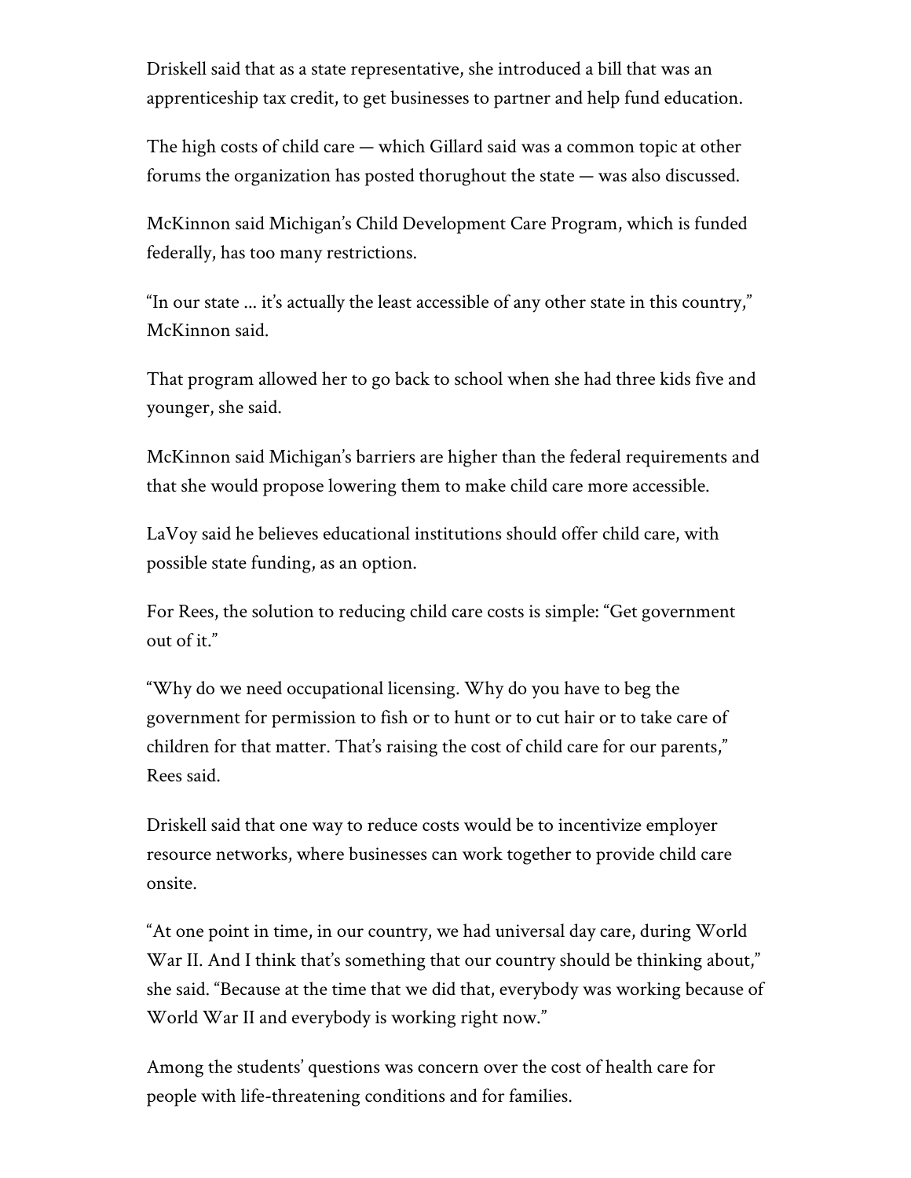Driskell said that as a state representative, she introduced a bill that was an apprenticeship tax credit, to get businesses to partner and help fund education.

The high costs of child care — which Gillard said was a common topic at other forums the organization has posted thorughout the state — was also discussed.

McKinnon said Michigan's Child Development Care Program, which is funded federally, has too many restrictions.

"In our state ... it's actually the least accessible of any other state in this country," McKinnon said.

That program allowed her to go back to school when she had three kids five and younger, she said.

McKinnon said Michigan's barriers are higher than the federal requirements and that she would propose lowering them to make child care more accessible.

LaVoy said he believes educational institutions should offer child care, with possible state funding, as an option.

For Rees, the solution to reducing child care costs is simple: "Get government out of it."

"Why do we need occupational licensing. Why do you have to beg the government for permission to fish or to hunt or to cut hair or to take care of children for that matter. That's raising the cost of child care for our parents," Rees said.

Driskell said that one way to reduce costs would be to incentivize employer resource networks, where businesses can work together to provide child care onsite.

"At one point in time, in our country, we had universal day care, during World War II. And I think that's something that our country should be thinking about," she said. "Because at the time that we did that, everybody was working because of World War II and everybody is working right now."

Among the students' questions was concern over the cost of health care for people with life-threatening conditions and for families.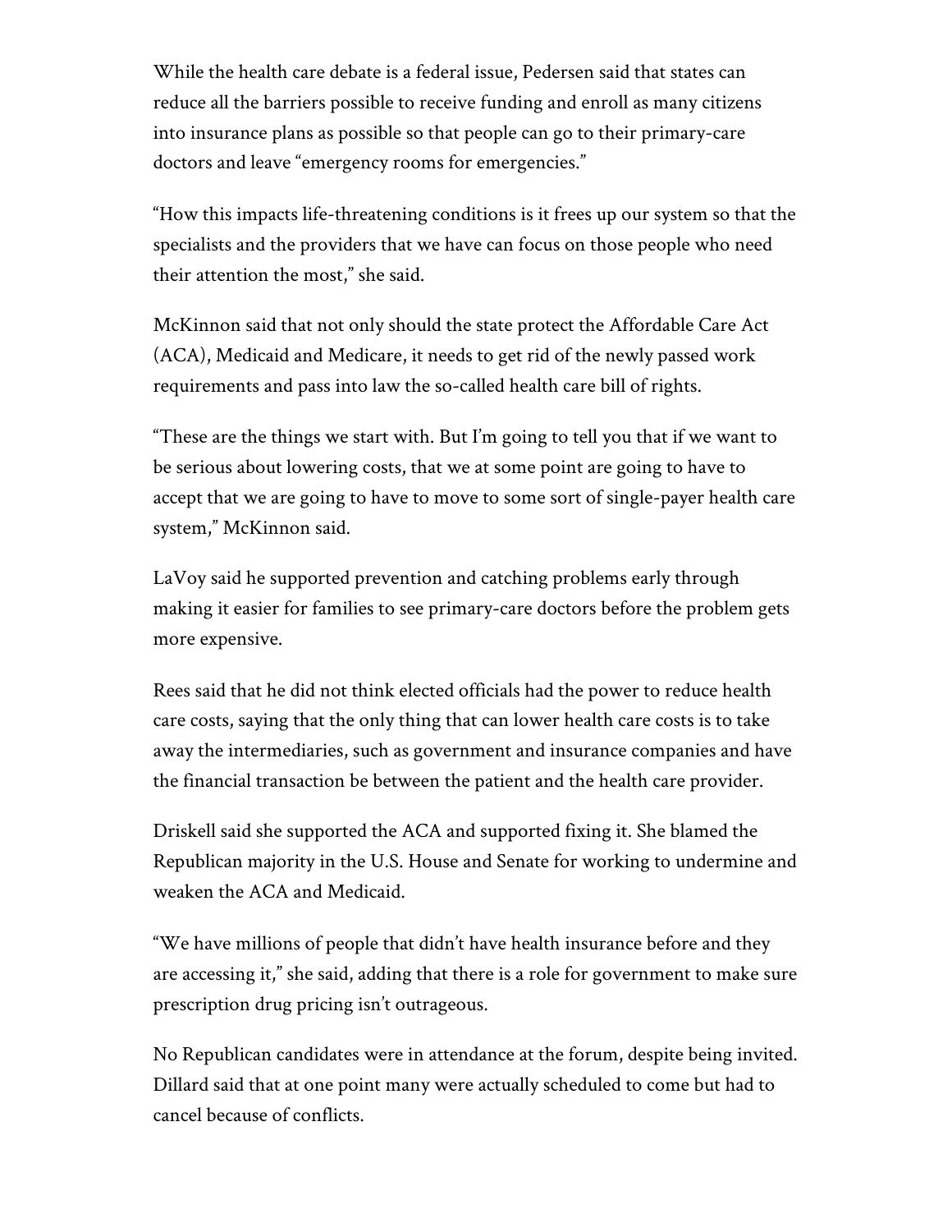While the health care debate is a federal issue, Pedersen said that states can reduce all the barriers possible to receive funding and enroll as many citizens into insurance plans as possible so that people can go to their primary-care doctors and leave "emergency rooms for emergencies."

"How this impacts life-threatening conditions is it frees up our system so that the specialists and the providers that we have can focus on those people who need their attention the most," she said.

McKinnon said that not only should the state protect the Affordable Care Act (ACA), Medicaid and Medicare, it needs to get rid of the newly passed work requirements and pass into law the so-called health care bill of rights.

"These are the things we start with. But I'm going to tell you that if we want to be serious about lowering costs, that we at some point are going to have to accept that we are going to have to move to some sort of single-payer health care system," McKinnon said.

LaVoy said he supported prevention and catching problems early through making it easier for families to see primary-care doctors before the problem gets more expensive.

Rees said that he did not think elected officials had the power to reduce health care costs, saying that the only thing that can lower health care costs is to take away the intermediaries, such as government and insurance companies and have the financial transaction be between the patient and the health care provider.

Driskell said she supported the ACA and supported fixing it. She blamed the Republican majority in the U.S. House and Senate for working to undermine and weaken the ACA and Medicaid.

"We have millions of people that didn't have health insurance before and they are accessing it," she said, adding that there is a role for government to make sure prescription drug pricing isn't outrageous.

No Republican candidates were in attendance at the forum, despite being invited. Dillard said that at one point many were actually scheduled to come but had to cancel because of conflicts.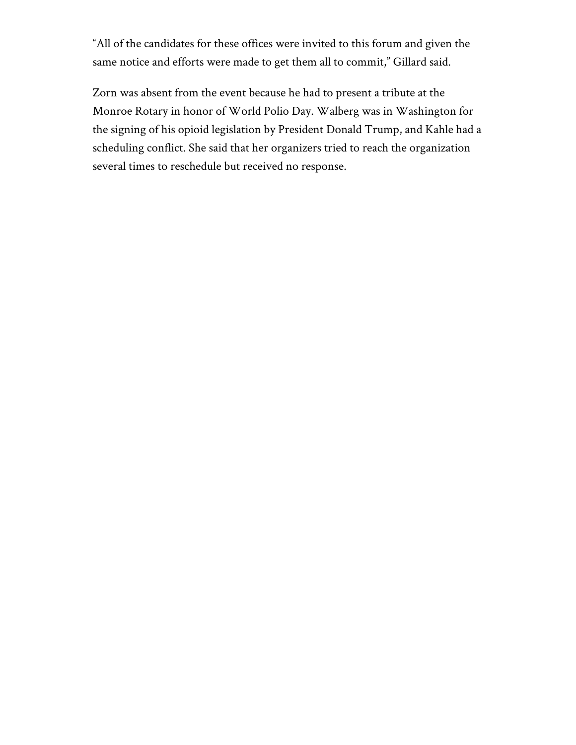"All of the candidates for these offices were invited to this forum and given the same notice and efforts were made to get them all to commit," Gillard said.

Zorn was absent from the event because he had to present a tribute at the Monroe Rotary in honor of World Polio Day. Walberg was in Washington for the signing of his opioid legislation by President Donald Trump, and Kahle had a scheduling conflict. She said that her organizers tried to reach the organization several times to reschedule but received no response.